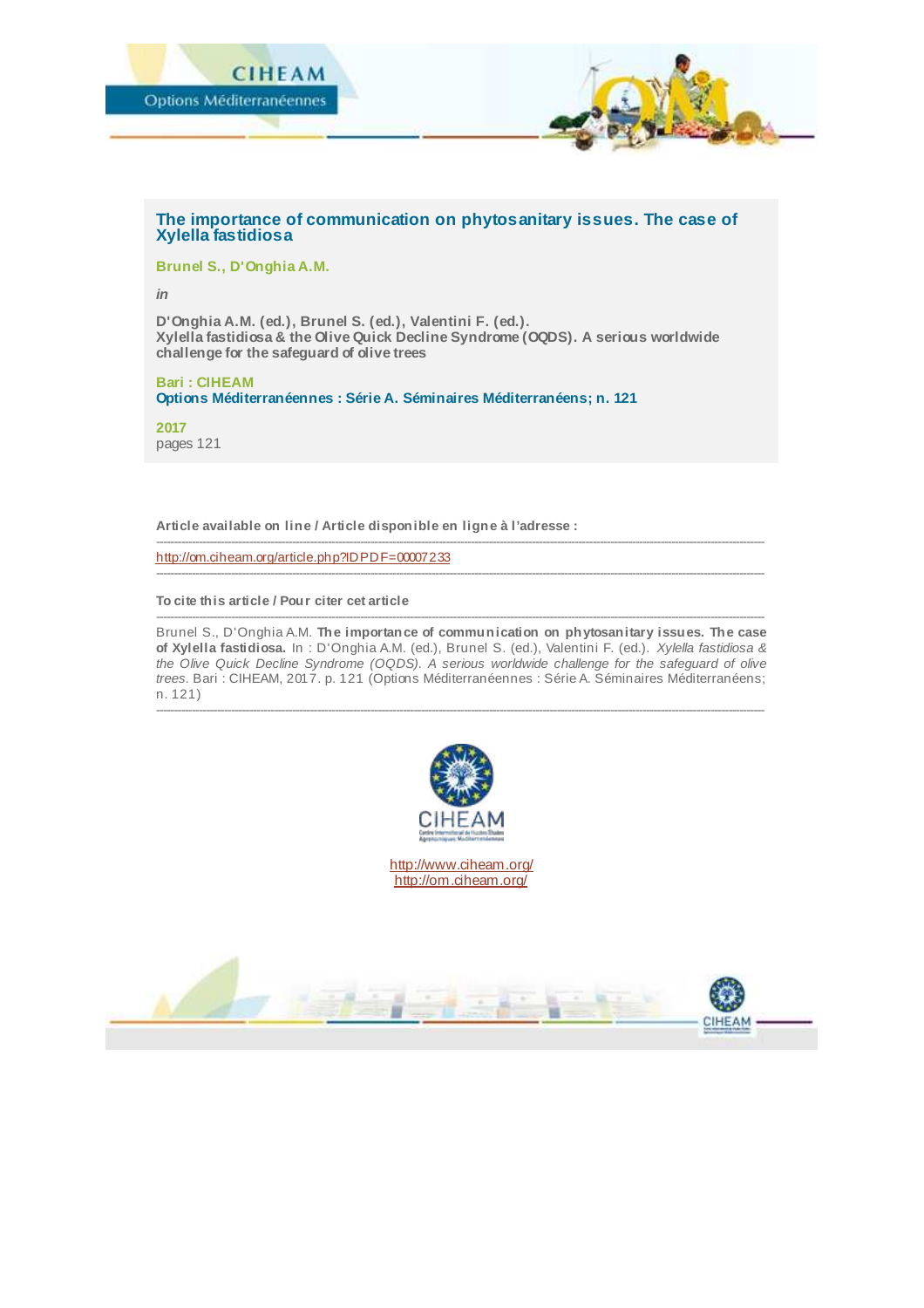CIHEAM

Options Méditerranéennes

## The importance of communication on phytosanitary issues. The case of Xylella fastidiosa

**Brunel S., D'Onghia A.M.**

*in*

**D'Onghia A.M. (ed.), Brunel S. (ed.), Valentini F. (ed.).**
**Xylella fastidiosa & the Olive Quick Decline Syndrome (OQDS). A serious worldwide challenge for the safeguard of olive trees**

**Bari : CIHEAM**
**Options Méditerranéennes : Série A. Séminaires Méditerranéens; n. 121**

**2017**
pages 121

---

**Article available on line / Article disponible en ligne à l'adresse :**

---

http://om.ciheam.org/article.php?IDPDF=00007233

---

**To cite this article / Pour citer cet article**

---

Brunel S., D'Onghia A.M. **The importance of communication on phytosanitary issues. The case of Xylella fastidiosa.** In : D'Onghia A.M. (ed.), Brunel S. (ed.), Valentini F. (ed.). *Xylella fastidiosa & the Olive Quick Decline Syndrome (OQDS). A serious worldwide challenge for the safeguard of olive trees.* Bari : CIHEAM, 2017. p. 121 (Options Méditerranéennes : Série A. Séminaires Méditerranéens; n. 121)

---

CIHEAM

http://www.ciheam.org/
http://om.ciheam.org/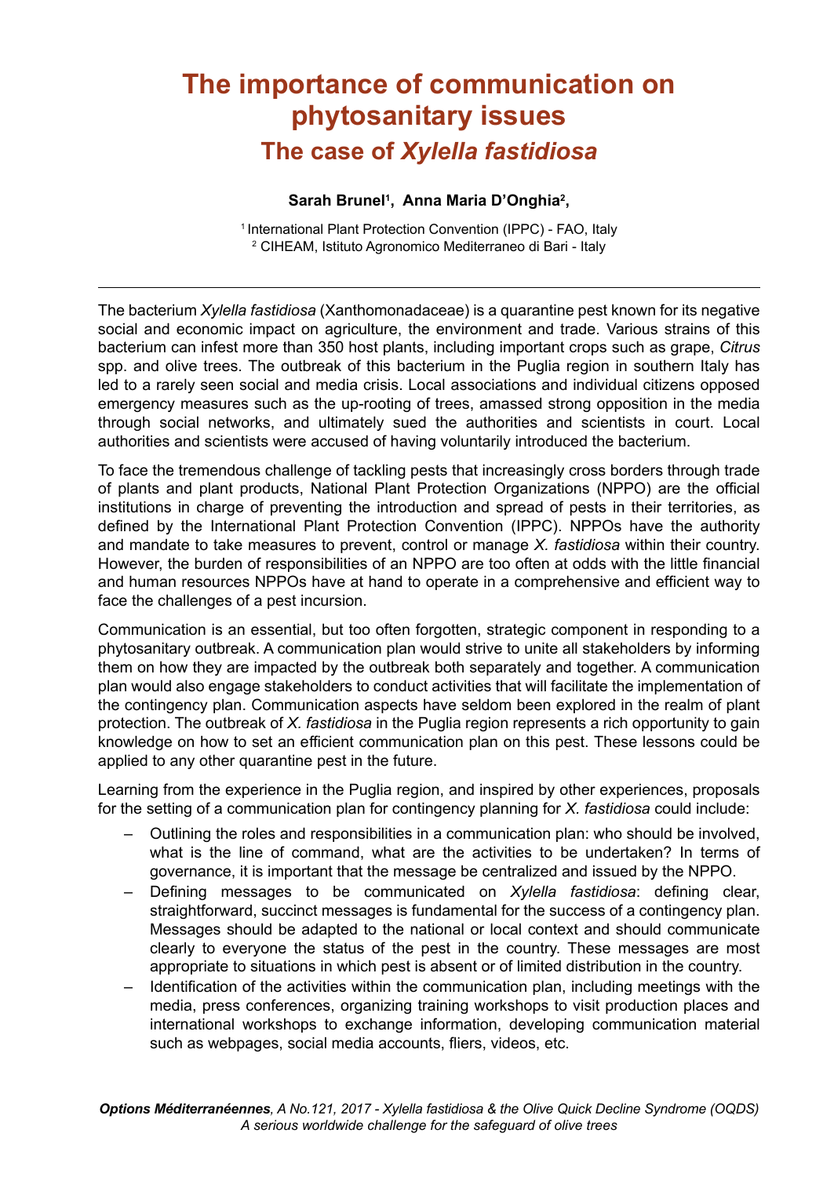# The importance of communication on phytosanitary issues

## The case of *Xylella fastidiosa*

**Sarah Brunel[1], Anna Maria D'Onghia[2],**

[1] International Plant Protection Convention (IPPC) - FAO, Italy
[2] CIHEAM, Istituto Agronomico Mediterraneo di Bari - Italy

---

The bacterium *Xylella fastidiosa* (Xanthomonadaceae) is a quarantine pest known for its negative social and economic impact on agriculture, the environment and trade. Various strains of this bacterium can infest more than 350 host plants, including important crops such as grape, *Citrus* spp. and olive trees. The outbreak of this bacterium in the Puglia region in southern Italy has led to a rarely seen social and media crisis. Local associations and individual citizens opposed emergency measures such as the up-rooting of trees, amassed strong opposition in the media through social networks, and ultimately sued the authorities and scientists in court. Local authorities and scientists were accused of having voluntarily introduced the bacterium.

To face the tremendous challenge of tackling pests that increasingly cross borders through trade of plants and plant products, National Plant Protection Organizations (NPPO) are the official institutions in charge of preventing the introduction and spread of pests in their territories, as defined by the International Plant Protection Convention (IPPC). NPPOs have the authority and mandate to take measures to prevent, control or manage *X. fastidiosa* within their country. However, the burden of responsibilities of an NPPO are too often at odds with the little financial and human resources NPPOs have at hand to operate in a comprehensive and efficient way to face the challenges of a pest incursion.

Communication is an essential, but too often forgotten, strategic component in responding to a phytosanitary outbreak. A communication plan would strive to unite all stakeholders by informing them on how they are impacted by the outbreak both separately and together. A communication plan would also engage stakeholders to conduct activities that will facilitate the implementation of the contingency plan. Communication aspects have seldom been explored in the realm of plant protection. The outbreak of *X. fastidiosa* in the Puglia region represents a rich opportunity to gain knowledge on how to set an efficient communication plan on this pest. These lessons could be applied to any other quarantine pest in the future.

Learning from the experience in the Puglia region, and inspired by other experiences, proposals for the setting of a communication plan for contingency planning for *X. fastidiosa* could include:

- Outlining the roles and responsibilities in a communication plan: who should be involved, what is the line of command, what are the activities to be undertaken? In terms of governance, it is important that the message be centralized and issued by the NPPO.
- Defining messages to be communicated on *Xylella fastidiosa*: defining clear, straightforward, succinct messages is fundamental for the success of a contingency plan. Messages should be adapted to the national or local context and should communicate clearly to everyone the status of the pest in the country. These messages are most appropriate to situations in which pest is absent or of limited distribution in the country.
- Identification of the activities within the communication plan, including meetings with the media, press conferences, organizing training workshops to visit production places and international workshops to exchange information, developing communication material such as webpages, social media accounts, fliers, videos, etc.